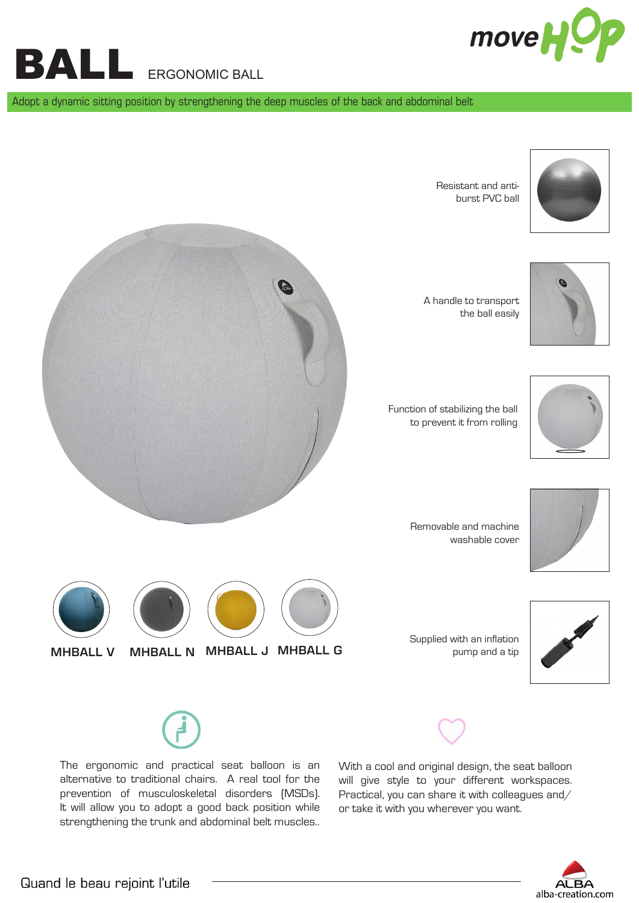# BALL ERGONOMIC BALL

moveHOP

Adopt a dynamic sitting position by strengthening the deep muscles of the back and abdominal belt

Resistant and anti-burst PVC ball

A handle to transport the ball easily

Function of stabilizing the ball to prevent it from rolling

Removable and machine washable cover

Supplied with an inflation pump and a tip

MHBALL V MHBALL N MHBALL J MHBALL G

The ergonomic and practical seat balloon is an alternative to traditional chairs. A real tool for the prevention of musculoskeletal disorders (MSDs). It will allow you to adopt a good back position while strengthening the trunk and abdominal belt muscles..

With a cool and original design, the seat balloon will give style to your different workspaces. Practical, you can share it with colleagues and/ or take it with you wherever you want.

Quand le beau rejoint l'utile

ALBA
alba-creation.com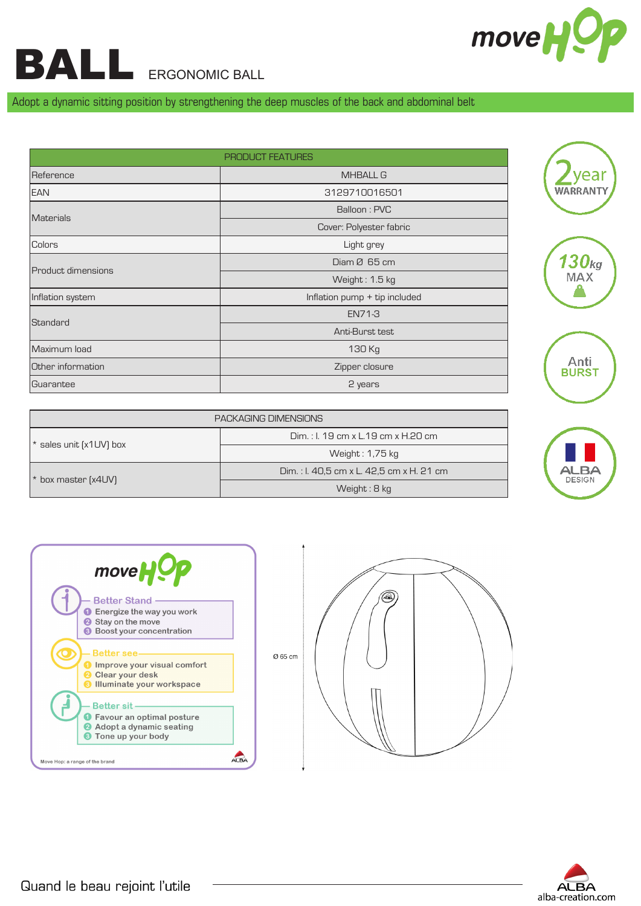# BALL ERGONOMIC BALL

Adopt a dynamic sitting position by strengthening the deep muscles of the back and abdominal belt

| PRODUCT FEATURES | |
|---|---|
| Reference | MHBALL G |
| EAN | 3129710016501 |
| Materials | Balloon : PVC |
| | Cover: Polyester fabric |
| Colors | Light grey |
| Product dimensions | Diam Ø 65 cm |
| | Weight : 1.5 kg |
| Inflation system | Inflation pump + tip included |
| Standard | EN71-3 |
| | Anti-Burst test |
| Maximum load | 130 Kg |
| Other information | Zipper closure |
| Guarantee | 2 years |

| PACKAGING DIMENSIONS | |
|---|---|
| * sales unit [x1UV] box | Dim. : l. 19 cm x L.19 cm x H.20 cm |
| | Weight : 1,75 kg |
| * box master [x4UV] | Dim. : l. 40,5 cm x L. 42,5 cm x H. 21 cm |
| | Weight : 8 kg |

2 year WARRANTY

130kg MAX

Anti BURST

ALBA DESIGN

**Better Stand**
1. Energize the way you work
2. Stay on the move
3. Boost your concentration

**Better see**
1. Improve your visual comfort
2. Clear your desk
3. Illuminate your workspace

**Better sit**
1. Favour an optimal posture
2. Adopt a dynamic seating
3. Tone up your body

Move Hop: a range of the brand ALBA

Ø 65 cm

Quand le beau rejoint l'utile

alba-creation.com